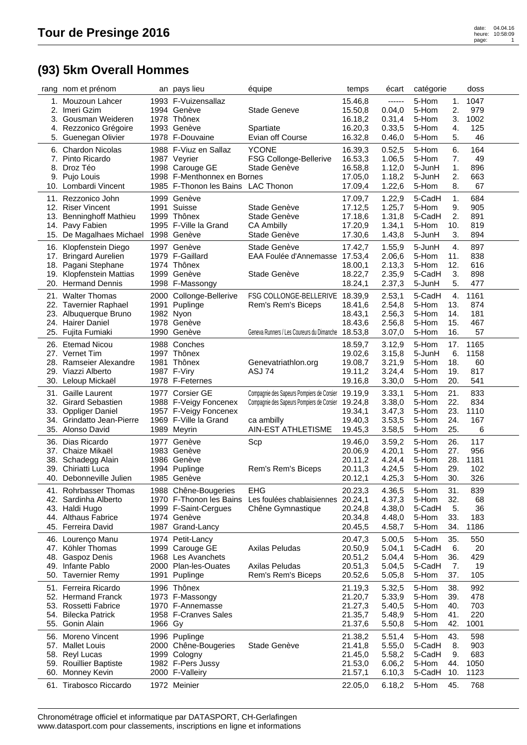# Tour de Presinge 2016

## (93) 5km Overall Hommes

| rang | nom et prénom | an | pays lieu | équipe | temps | écart | catégorie | | doss |
|---|---|---|---|---|---|---|---|---|---|
| 1. | Mouzoun Lahcer | 1993 | F-Vuizensallaz | | 15.46,8 | ------ | 5-Hom | 1. | 1047 |
| 2. | Imeri Gzim | 1994 | Genève | Stade Geneve | 15.50,8 | 0.04,0 | 5-Hom | 2. | 979 |
| 3. | Gousman Weideren | 1978 | Thônex | | 16.18,2 | 0.31,4 | 5-Hom | 3. | 1002 |
| 4. | Rezzonico Grégoire | 1993 | Genève | Spartiate | 16.20,3 | 0.33,5 | 5-Hom | 4. | 125 |
| 5. | Guenegan Olivier | 1978 | F-Douvaine | Evian off Course | 16.32,8 | 0.46,0 | 5-Hom | 5. | 46 |
| 6. | Chardon Nicolas | 1988 | F-Viuz en Sallaz | YCONE | 16.39,3 | 0.52,5 | 5-Hom | 6. | 164 |
| 7. | Pinto Ricardo | 1987 | Veyrier | FSG Collonge-Bellerive | 16.53,3 | 1.06,5 | 5-Hom | 7. | 49 |
| 8. | Droz Téo | 1998 | Carouge GE | Stade Genève | 16.58,8 | 1.12,0 | 5-JunH | 1. | 896 |
| 9. | Pujo Louis | 1998 | F-Menthonnex en Bornes | | 17.05,0 | 1.18,2 | 5-JunH | 2. | 663 |
| 10. | Lombardi Vincent | 1985 | F-Thonon les Bains | LAC Thonon | 17.09,4 | 1.22,6 | 5-Hom | 8. | 67 |
| 11. | Rezzonico John | 1999 | Genève | | 17.09,7 | 1.22,9 | 5-CadH | 1. | 684 |
| 12. | Riser Vincent | 1991 | Suisse | Stade Genève | 17.12,5 | 1.25,7 | 5-Hom | 9. | 905 |
| 13. | Benninghoff Mathieu | 1999 | Thônex | Stade Genève | 17.18,6 | 1.31,8 | 5-CadH | 2. | 891 |
| 14. | Pavy Fabien | 1995 | F-Ville la Grand | CA Ambilly | 17.20,9 | 1.34,1 | 5-Hom | 10. | 819 |
| 15. | De Magalhaes Michael | 1998 | Genève | Stade Genève | 17.30,6 | 1.43,8 | 5-JunH | 3. | 894 |
| 16. | Klopfenstein Diego | 1997 | Genève | Stade Genève | 17.42,7 | 1.55,9 | 5-JunH | 4. | 897 |
| 17. | Bringard Aurelien | 1979 | F-Gaillard | EAA Foulée d'Annemasse | 17.53,4 | 2.06,6 | 5-Hom | 11. | 838 |
| 18. | Pagani Stephane | 1974 | Thônex | | 18.00,1 | 2.13,3 | 5-Hom | 12. | 616 |
| 19. | Klopfenstein Mattias | 1999 | Genève | Stade Genève | 18.22,7 | 2.35,9 | 5-CadH | 3. | 898 |
| 20. | Hermand Dennis | 1998 | F-Massongy | | 18.24,1 | 2.37,3 | 5-JunH | 5. | 477 |
| 21. | Walter Thomas | 2000 | Collonge-Bellerive | FSG COLLONGE-BELLERIVE | 18.39,9 | 2.53,1 | 5-CadH | 4. | 1161 |
| 22. | Tavernier Raphael | 1991 | Puplinge | Rem's Rem's Biceps | 18.41,6 | 2.54,8 | 5-Hom | 13. | 874 |
| 23. | Albuquerque Bruno | 1982 | Nyon | | 18.43,1 | 2.56,3 | 5-Hom | 14. | 181 |
| 24. | Hairer Daniel | 1978 | Genève | | 18.43,6 | 2.56,8 | 5-Hom | 15. | 467 |
| 25. | Fujita Fumiaki | 1990 | Genève | Geneva Runners / Les Coureurs du Dimanche | 18.53,8 | 3.07,0 | 5-Hom | 16. | 57 |
| 26. | Etemad Nicou | 1988 | Conches | | 18.59,7 | 3.12,9 | 5-Hom | 17. | 1165 |
| 27. | Vernet Tim | 1997 | Thônex | | 19.02,6 | 3.15,8 | 5-JunH | 6. | 1158 |
| 28. | Ramseier Alexandre | 1981 | Thônex | Genevatriathlon.org | 19.08,7 | 3.21,9 | 5-Hom | 18. | 60 |
| 29. | Viazzi Alberto | 1987 | F-Viry | ASJ 74 | 19.11,2 | 3.24,4 | 5-Hom | 19. | 817 |
| 30. | Leloup Mickaël | 1978 | F-Feternes | | 19.16,8 | 3.30,0 | 5-Hom | 20. | 541 |
| 31. | Gaille Laurent | 1977 | Corsier GE | Compagnie des Sapeurs Pompiers de Corsier | 19.19,9 | 3.33,1 | 5-Hom | 21. | 833 |
| 32. | Girard Sebastien | 1988 | F-Veigy Foncenex | Compagnie des Sapeurs Pompiers de Corsier | 19.24,8 | 3.38,0 | 5-Hom | 22. | 834 |
| 33. | Oppliger Daniel | 1957 | F-Veigy Foncenex | | 19.34,1 | 3.47,3 | 5-Hom | 23. | 1110 |
| 34. | Grindatto Jean-Pierre | 1969 | F-Ville la Grand | ca ambilly | 19.40,3 | 3.53,5 | 5-Hom | 24. | 167 |
| 35. | Alonso David | 1989 | Meyrin | AIN-EST ATHLETISME | 19.45,3 | 3.58,5 | 5-Hom | 25. | 6 |
| 36. | Dias Ricardo | 1977 | Genève | Scp | 19.46,0 | 3.59,2 | 5-Hom | 26. | 117 |
| 37. | Chaize Mikaël | 1983 | Genève | | 20.06,9 | 4.20,1 | 5-Hom | 27. | 956 |
| 38. | Schadegg Alain | 1986 | Genève | | 20.11,2 | 4.24,4 | 5-Hom | 28. | 1181 |
| 39. | Chiriatti Luca | 1994 | Puplinge | Rem's Rem's Biceps | 20.11,3 | 4.24,5 | 5-Hom | 29. | 102 |
| 40. | Debonneville Julien | 1985 | Genève | | 20.12,1 | 4.25,3 | 5-Hom | 30. | 326 |
| 41. | Rohrbasser Thomas | 1988 | Chêne-Bougeries | EHG | 20.23,3 | 4.36,5 | 5-Hom | 31. | 839 |
| 42. | Sardinha Alberto | 1970 | F-Thonon les Bains | Les foulées chablaisiennes | 20.24,1 | 4.37,3 | 5-Hom | 32. | 68 |
| 43. | Haldi Hugo | 1999 | F-Saint-Cergues | Chêne Gymnastique | 20.24,8 | 4.38,0 | 5-CadH | 5. | 36 |
| 44. | Althaus Fabrice | 1974 | Genève | | 20.34,8 | 4.48,0 | 5-Hom | 33. | 183 |
| 45. | Ferreira David | 1987 | Grand-Lancy | | 20.45,5 | 4.58,7 | 5-Hom | 34. | 1186 |
| 46. | Lourenço Manu | 1974 | Petit-Lancy | | 20.47,3 | 5.00,5 | 5-Hom | 35. | 550 |
| 47. | Köhler Thomas | 1999 | Carouge GE | Axilas Peludas | 20.50,9 | 5.04,1 | 5-CadH | 6. | 20 |
| 48. | Gaspoz Denis | 1968 | Les Avanchets | | 20.51,2 | 5.04,4 | 5-Hom | 36. | 429 |
| 49. | Infante Pablo | 2000 | Plan-les-Ouates | Axilas Peludas | 20.51,3 | 5.04,5 | 5-CadH | 7. | 19 |
| 50. | Tavernier Remy | 1991 | Puplinge | Rem's Rem's Biceps | 20.52,6 | 5.05,8 | 5-Hom | 37. | 105 |
| 51. | Ferreira Ricardo | 1996 | Thônex | | 21.19,3 | 5.32,5 | 5-Hom | 38. | 992 |
| 52. | Hermand Franck | 1973 | F-Massongy | | 21.20,7 | 5.33,9 | 5-Hom | 39. | 478 |
| 53. | Rossetti Fabrice | 1970 | F-Annemasse | | 21.27,3 | 5.40,5 | 5-Hom | 40. | 703 |
| 54. | Bilecka Patrick | 1958 | F-Cranves Sales | | 21.35,7 | 5.48,9 | 5-Hom | 41. | 220 |
| 55. | Gonin Alain | 1966 | Gy | | 21.37,6 | 5.50,8 | 5-Hom | 42. | 1001 |
| 56. | Moreno Vincent | 1996 | Puplinge | | 21.38,2 | 5.51,4 | 5-Hom | 43. | 598 |
| 57. | Mallet Louis | 2000 | Chêne-Bougeries | Stade Genève | 21.41,8 | 5.55,0 | 5-CadH | 8. | 903 |
| 58. | Reyl Lucas | 1999 | Cologny | | 21.45,0 | 5.58,2 | 5-CadH | 9. | 683 |
| 59. | Rouillier Baptiste | 1982 | F-Pers Jussy | | 21.53,0 | 6.06,2 | 5-Hom | 44. | 1050 |
| 60. | Monney Kevin | 2000 | F-Valleiry | | 21.57,1 | 6.10,3 | 5-CadH | 10. | 1123 |
| 61. | Tirabosco Riccardo | 1972 | Meinier | | 22.05,0 | 6.18,2 | 5-Hom | 45. | 768 |

Chronométrage officiel et informatique par DATASPORT, CH-Gerlafingen
www.datasport.com pour classements, inscriptions en ligne et informations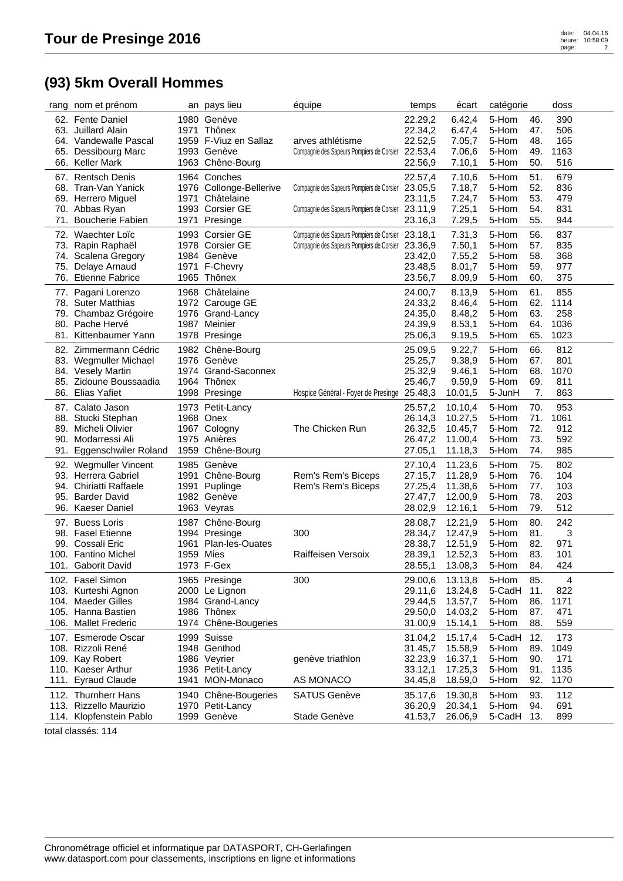## (93) 5km Overall Hommes

| rang | nom et prénom | an | pays lieu | équipe | temps | écart | catégorie | | doss |
|---|---|---|---|---|---|---|---|---|---|
| 62. | Fente Daniel | 1980 | Genève | | 22.29,2 | 6.42,4 | 5-Hom | 46. | 390 |
| 63. | Juillard Alain | 1971 | Thônex | | 22.34,2 | 6.47,4 | 5-Hom | 47. | 506 |
| 64. | Vandewalle Pascal | 1959 | F-Viuz en Sallaz | arves athlétisme | 22.52,5 | 7.05,7 | 5-Hom | 48. | 165 |
| 65. | Dessibourg Marc | 1993 | Genève | Compagnie des Sapeurs Pompiers de Corsier | 22.53,4 | 7.06,6 | 5-Hom | 49. | 1163 |
| 66. | Keller Mark | 1963 | Chêne-Bourg | | 22.56,9 | 7.10,1 | 5-Hom | 50. | 516 |
| 67. | Rentsch Denis | 1964 | Conches | | 22.57,4 | 7.10,6 | 5-Hom | 51. | 679 |
| 68. | Tran-Van Yanick | 1976 | Collonge-Bellerive | Compagnie des Sapeurs Pompiers de Corsier | 23.05,5 | 7.18,7 | 5-Hom | 52. | 836 |
| 69. | Herrero Miguel | 1971 | Châtelaine | | 23.11,5 | 7.24,7 | 5-Hom | 53. | 479 |
| 70. | Abbas Ryan | 1993 | Corsier GE | Compagnie des Sapeurs Pompiers de Corsier | 23.11,9 | 7.25,1 | 5-Hom | 54. | 831 |
| 71. | Boucherie Fabien | 1971 | Presinge | | 23.16,3 | 7.29,5 | 5-Hom | 55. | 944 |
| 72. | Waechter Loïc | 1993 | Corsier GE | Compagnie des Sapeurs Pompiers de Corsier | 23.18,1 | 7.31,3 | 5-Hom | 56. | 837 |
| 73. | Rapin Raphaël | 1978 | Corsier GE | Compagnie des Sapeurs Pompiers de Corsier | 23.36,9 | 7.50,1 | 5-Hom | 57. | 835 |
| 74. | Scalena Gregory | 1984 | Genève | | 23.42,0 | 7.55,2 | 5-Hom | 58. | 368 |
| 75. | Delaye Arnaud | 1971 | F-Chevry | | 23.48,5 | 8.01,7 | 5-Hom | 59. | 977 |
| 76. | Etienne Fabrice | 1965 | Thônex | | 23.56,7 | 8.09,9 | 5-Hom | 60. | 375 |
| 77. | Pagani Lorenzo | 1968 | Châtelaine | | 24.00,7 | 8.13,9 | 5-Hom | 61. | 855 |
| 78. | Suter Matthias | 1972 | Carouge GE | | 24.33,2 | 8.46,4 | 5-Hom | 62. | 1114 |
| 79. | Chambaz Grégoire | 1976 | Grand-Lancy | | 24.35,0 | 8.48,2 | 5-Hom | 63. | 258 |
| 80. | Pache Hervé | 1987 | Meinier | | 24.39,9 | 8.53,1 | 5-Hom | 64. | 1036 |
| 81. | Kittenbaumer Yann | 1978 | Presinge | | 25.06,3 | 9.19,5 | 5-Hom | 65. | 1023 |
| 82. | Zimmermann Cédric | 1982 | Chêne-Bourg | | 25.09,5 | 9.22,7 | 5-Hom | 66. | 812 |
| 83. | Wegmuller Michael | 1976 | Genève | | 25.25,7 | 9.38,9 | 5-Hom | 67. | 801 |
| 84. | Vesely Martin | 1974 | Grand-Saconnex | | 25.32,9 | 9.46,1 | 5-Hom | 68. | 1070 |
| 85. | Zidoune Boussaadia | 1964 | Thônex | | 25.46,7 | 9.59,9 | 5-Hom | 69. | 811 |
| 86. | Elias Yafiet | 1998 | Presinge | Hospice Général - Foyer de Presinge | 25.48,3 | 10.01,5 | 5-JunH | 7. | 863 |
| 87. | Calato Jason | 1973 | Petit-Lancy | | 25.57,2 | 10.10,4 | 5-Hom | 70. | 953 |
| 88. | Stucki Stephan | 1968 | Onex | | 26.14,3 | 10.27,5 | 5-Hom | 71. | 1061 |
| 89. | Micheli Olivier | 1967 | Cologny | The Chicken Run | 26.32,5 | 10.45,7 | 5-Hom | 72. | 912 |
| 90. | Modarressi Ali | 1975 | Anières | | 26.47,2 | 11.00,4 | 5-Hom | 73. | 592 |
| 91. | Eggenschwiler Roland | 1959 | Chêne-Bourg | | 27.05,1 | 11.18,3 | 5-Hom | 74. | 985 |
| 92. | Wegmuller Vincent | 1985 | Genève | | 27.10,4 | 11.23,6 | 5-Hom | 75. | 802 |
| 93. | Herrera Gabriel | 1991 | Chêne-Bourg | Rem's Rem's Biceps | 27.15,7 | 11.28,9 | 5-Hom | 76. | 104 |
| 94. | Chiriatti Raffaele | 1991 | Puplinge | Rem's Rem's Biceps | 27.25,4 | 11.38,6 | 5-Hom | 77. | 103 |
| 95. | Barder David | 1982 | Genève | | 27.47,7 | 12.00,9 | 5-Hom | 78. | 203 |
| 96. | Kaeser Daniel | 1963 | Veyras | | 28.02,9 | 12.16,1 | 5-Hom | 79. | 512 |
| 97. | Buess Loris | 1987 | Chêne-Bourg | | 28.08,7 | 12.21,9 | 5-Hom | 80. | 242 |
| 98. | Fasel Etienne | 1994 | Presinge | 300 | 28.34,7 | 12.47,9 | 5-Hom | 81. | 3 |
| 99. | Cossali Eric | 1961 | Plan-les-Ouates | | 28.38,7 | 12.51,9 | 5-Hom | 82. | 971 |
| 100. | Fantino Michel | 1959 | Mies | Raiffeisen Versoix | 28.39,1 | 12.52,3 | 5-Hom | 83. | 101 |
| 101. | Gaborit David | 1973 | F-Gex | | 28.55,1 | 13.08,3 | 5-Hom | 84. | 424 |
| 102. | Fasel Simon | 1965 | Presinge | 300 | 29.00,6 | 13.13,8 | 5-Hom | 85. | 4 |
| 103. | Kurteshi Agnon | 2000 | Le Lignon | | 29.11,6 | 13.24,8 | 5-CadH | 11. | 822 |
| 104. | Maeder Gilles | 1984 | Grand-Lancy | | 29.44,5 | 13.57,7 | 5-Hom | 86. | 1171 |
| 105. | Hanna Bastien | 1986 | Thônex | | 29.50,0 | 14.03,2 | 5-Hom | 87. | 471 |
| 106. | Mallet Frederic | 1974 | Chêne-Bougeries | | 31.00,9 | 15.14,1 | 5-Hom | 88. | 559 |
| 107. | Esmerode Oscar | 1999 | Suisse | | 31.04,2 | 15.17,4 | 5-CadH | 12. | 173 |
| 108. | Rizzoli René | 1948 | Genthod | | 31.45,7 | 15.58,9 | 5-Hom | 89. | 1049 |
| 109. | Kay Robert | 1986 | Veyrier | genève triathlon | 32.23,9 | 16.37,1 | 5-Hom | 90. | 171 |
| 110. | Kaeser Arthur | 1936 | Petit-Lancy | | 33.12,1 | 17.25,3 | 5-Hom | 91. | 1135 |
| 111. | Eyraud Claude | 1941 | MON-Monaco | AS MONACO | 34.45,8 | 18.59,0 | 5-Hom | 92. | 1170 |
| 112. | Thurnherr Hans | 1940 | Chêne-Bougeries | SATUS Genève | 35.17,6 | 19.30,8 | 5-Hom | 93. | 112 |
| 113. | Rizzello Maurizio | 1970 | Petit-Lancy | | 36.20,9 | 20.34,1 | 5-Hom | 94. | 691 |
| 114. | Klopfenstein Pablo | 1999 | Genève | Stade Genève | 41.53,7 | 26.06,9 | 5-CadH | 13. | 899 |

total classés: 114

Chronométrage officiel et informatique par DATASPORT, CH-Gerlafingen
www.datasport.com pour classements, inscriptions en ligne et informations